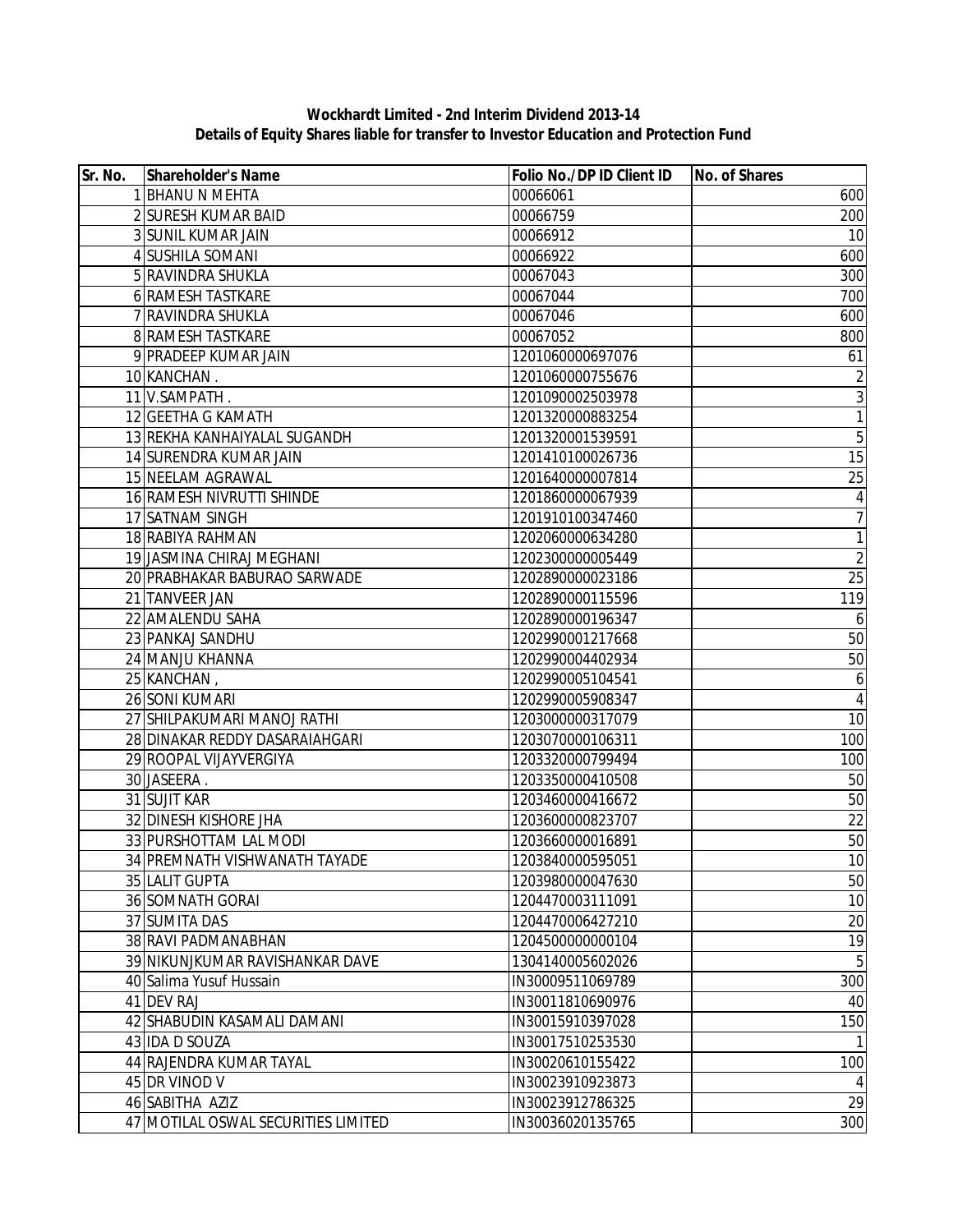**Wockhardt Limited - 2nd Interim Dividend 2013-14**

**Details of Equity Shares liable for transfer to Investor Education and Protection Fund**

| Sr. No. | Shareholder's Name | Folio No./DP ID Client ID | No. of Shares |
|---|---|---|---|
| 1 | BHANU N MEHTA | 00066061 | 600 |
| 2 | SURESH KUMAR BAID | 00066759 | 200 |
| 3 | SUNIL KUMAR JAIN | 00066912 | 10 |
| 4 | SUSHILA SOMANI | 00066922 | 600 |
| 5 | RAVINDRA SHUKLA | 00067043 | 300 |
| 6 | RAMESH TASTKARE | 00067044 | 700 |
| 7 | RAVINDRA SHUKLA | 00067046 | 600 |
| 8 | RAMESH TASTKARE | 00067052 | 800 |
| 9 | PRADEEP KUMAR JAIN | 1201060000697076 | 61 |
| 10 | KANCHAN . | 1201060000755676 | 2 |
| 11 | V.SAMPATH . | 1201090002503978 | 3 |
| 12 | GEETHA G KAMATH | 1201320000883254 | 1 |
| 13 | REKHA KANHAIYALAL SUGANDH | 1201320001539591 | 5 |
| 14 | SURENDRA KUMAR JAIN | 1201410100026736 | 15 |
| 15 | NEELAM AGRAWAL | 1201640000007814 | 25 |
| 16 | RAMESH NIVRUTTI SHINDE | 1201860000067939 | 4 |
| 17 | SATNAM SINGH | 1201910100347460 | 7 |
| 18 | RABIYA RAHMAN | 1202060000634280 | 1 |
| 19 | JASMINA CHIRAJ MEGHANI | 1202300000005449 | 2 |
| 20 | PRABHAKAR BABURAO SARWADE | 1202890000023186 | 25 |
| 21 | TANVEER JAN | 1202890000115596 | 119 |
| 22 | AMALENDU SAHA | 1202890000196347 | 6 |
| 23 | PANKAJ SANDHU | 1202990001217668 | 50 |
| 24 | MANJU KHANNA | 1202990004402934 | 50 |
| 25 | KANCHAN , | 1202990005104541 | 6 |
| 26 | SONI KUMARI | 1202990005908347 | 4 |
| 27 | SHILPAKUMARI MANOJ RATHI | 1203000000317079 | 10 |
| 28 | DINAKAR REDDY DASARAIAHGARI | 1203070000106311 | 100 |
| 29 | ROOPAL VIJAYVERGIYA | 1203320000799494 | 100 |
| 30 | JASEERA . | 1203350000410508 | 50 |
| 31 | SUJIT KAR | 1203460000416672 | 50 |
| 32 | DINESH KISHORE JHA | 1203600000823707 | 22 |
| 33 | PURSHOTTAM LAL MODI | 1203660000016891 | 50 |
| 34 | PREMNATH VISHWANATH TAYADE | 1203840000595051 | 10 |
| 35 | LALIT GUPTA | 1203980000047630 | 50 |
| 36 | SOMNATH GORAI | 1204470003111091 | 10 |
| 37 | SUMITA DAS | 1204470006427210 | 20 |
| 38 | RAVI PADMANABHAN | 1204500000000104 | 19 |
| 39 | NIKUNJKUMAR RAVISHANKAR DAVE | 1304140005602026 | 5 |
| 40 | Salima Yusuf Hussain | IN30009511069789 | 300 |
| 41 | DEV RAJ | IN30011810690976 | 40 |
| 42 | SHABUDIN KASAMALI DAMANI | IN30015910397028 | 150 |
| 43 | IDA D SOUZA | IN30017510253530 | 1 |
| 44 | RAJENDRA KUMAR TAYAL | IN30020610155422 | 100 |
| 45 | DR VINOD V | IN30023910923873 | 4 |
| 46 | SABITHA AZIZ | IN30023912786325 | 29 |
| 47 | MOTILAL OSWAL SECURITIES LIMITED | IN30036020135765 | 300 |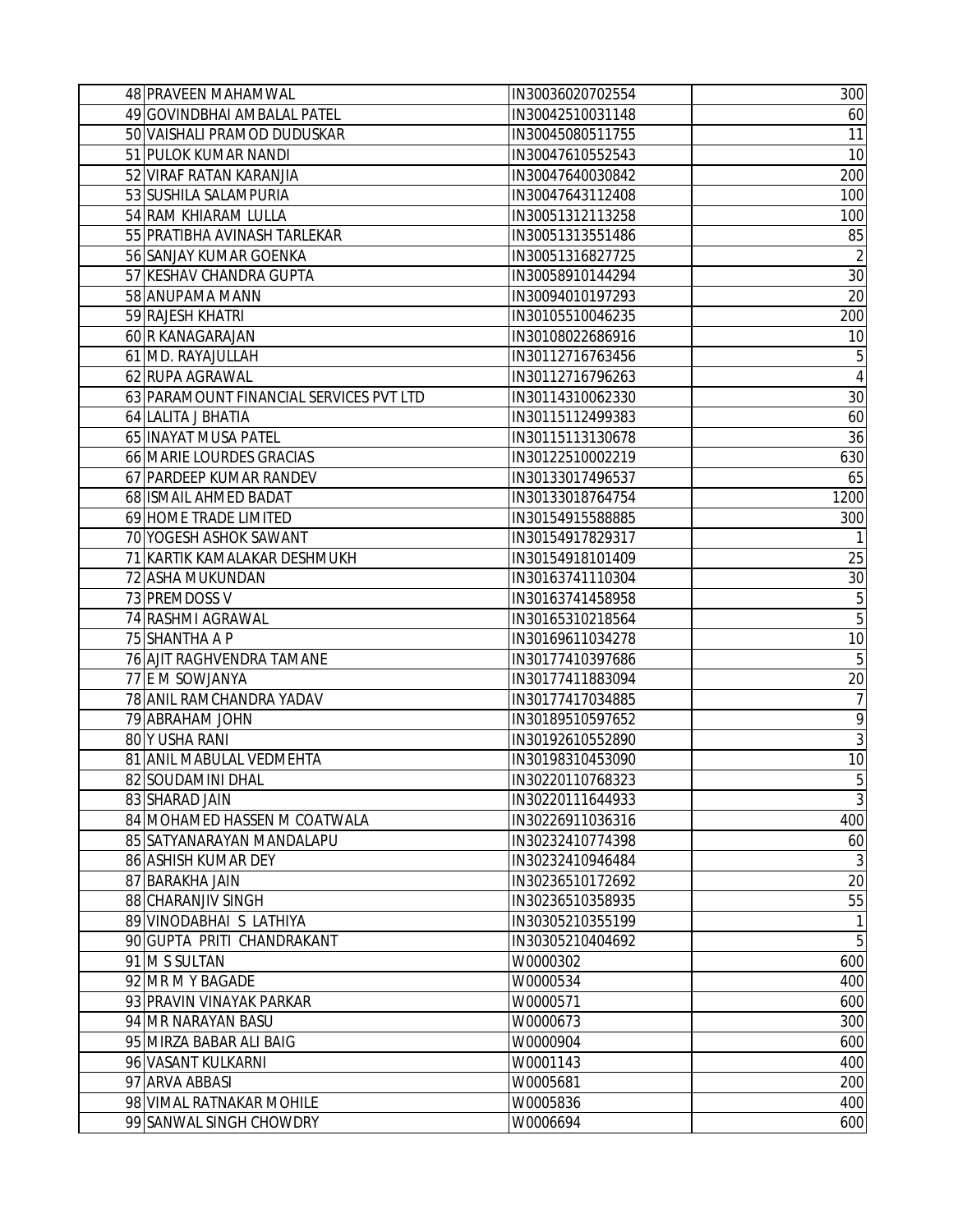| | | | |
|---|---|---|---|
| 48 | PRAVEEN MAHAMWAL | IN30036020702554 | 300 |
| 49 | GOVINDBHAI AMBALAL PATEL | IN30042510031148 | 60 |
| 50 | VAISHALI PRAMOD DUDUSKAR | IN30045080511755 | 11 |
| 51 | PULOK KUMAR NANDI | IN30047610552543 | 10 |
| 52 | VIRAF RATAN KARANJIA | IN30047640030842 | 200 |
| 53 | SUSHILA SALAMPURIA | IN30047643112408 | 100 |
| 54 | RAM KHIARAM LULLA | IN30051312113258 | 100 |
| 55 | PRATIBHA AVINASH TARLEKAR | IN30051313551486 | 85 |
| 56 | SANJAY KUMAR GOENKA | IN30051316827725 | 2 |
| 57 | KESHAV CHANDRA GUPTA | IN30058910144294 | 30 |
| 58 | ANUPAMA MANN | IN30094010197293 | 20 |
| 59 | RAJESH KHATRI | IN30105510046235 | 200 |
| 60 | R KANAGARAJAN | IN30108022686916 | 10 |
| 61 | MD. RAYAJULLAH | IN30112716763456 | 5 |
| 62 | RUPA AGRAWAL | IN30112716796263 | 4 |
| 63 | PARAMOUNT FINANCIAL SERVICES PVT LTD | IN30114310062330 | 30 |
| 64 | LALITA J BHATIA | IN30115112499383 | 60 |
| 65 | INAYAT MUSA PATEL | IN30115113130678 | 36 |
| 66 | MARIE LOURDES GRACIAS | IN30122510002219 | 630 |
| 67 | PARDEEP KUMAR RANDEV | IN30133017496537 | 65 |
| 68 | ISMAIL AHMED BADAT | IN30133018764754 | 1200 |
| 69 | HOME TRADE LIMITED | IN30154915588885 | 300 |
| 70 | YOGESH ASHOK SAWANT | IN30154917829317 | 1 |
| 71 | KARTIK KAMALAKAR DESHMUKH | IN30154918101409 | 25 |
| 72 | ASHA MUKUNDAN | IN30163741110304 | 30 |
| 73 | PREMDOSS V | IN30163741458958 | 5 |
| 74 | RASHMI AGRAWAL | IN30165310218564 | 5 |
| 75 | SHANTHA A P | IN30169611034278 | 10 |
| 76 | AJIT RAGHVENDRA TAMANE | IN30177410397686 | 5 |
| 77 | E M SOWJANYA | IN30177411883094 | 20 |
| 78 | ANIL RAMCHANDRA YADAV | IN30177417034885 | 7 |
| 79 | ABRAHAM JOHN | IN30189510597652 | 9 |
| 80 | Y USHA RANI | IN30192610552890 | 3 |
| 81 | ANIL MABULAL VEDMEHTA | IN30198310453090 | 10 |
| 82 | SOUDAMINI DHAL | IN30220110768323 | 5 |
| 83 | SHARAD JAIN | IN30220111644933 | 3 |
| 84 | MOHAMED HASSEN M COATWALA | IN30226911036316 | 400 |
| 85 | SATYANARAYAN MANDALAPU | IN30232410774398 | 60 |
| 86 | ASHISH KUMAR DEY | IN30232410946484 | 3 |
| 87 | BARAKHA JAIN | IN30236510172692 | 20 |
| 88 | CHARANJIV SINGH | IN30236510358935 | 55 |
| 89 | VINODABHAI S LATHIYA | IN30305210355199 | 1 |
| 90 | GUPTA PRITI CHANDRAKANT | IN30305210404692 | 5 |
| 91 | M S SULTAN | W0000302 | 600 |
| 92 | MR M Y BAGADE | W0000534 | 400 |
| 93 | PRAVIN VINAYAK PARKAR | W0000571 | 600 |
| 94 | MR NARAYAN BASU | W0000673 | 300 |
| 95 | MIRZA BABAR ALI BAIG | W0000904 | 600 |
| 96 | VASANT KULKARNI | W0001143 | 400 |
| 97 | ARVA ABBASI | W0005681 | 200 |
| 98 | VIMAL RATNAKAR MOHILE | W0005836 | 400 |
| 99 | SANWAL SINGH CHOWDRY | W0006694 | 600 |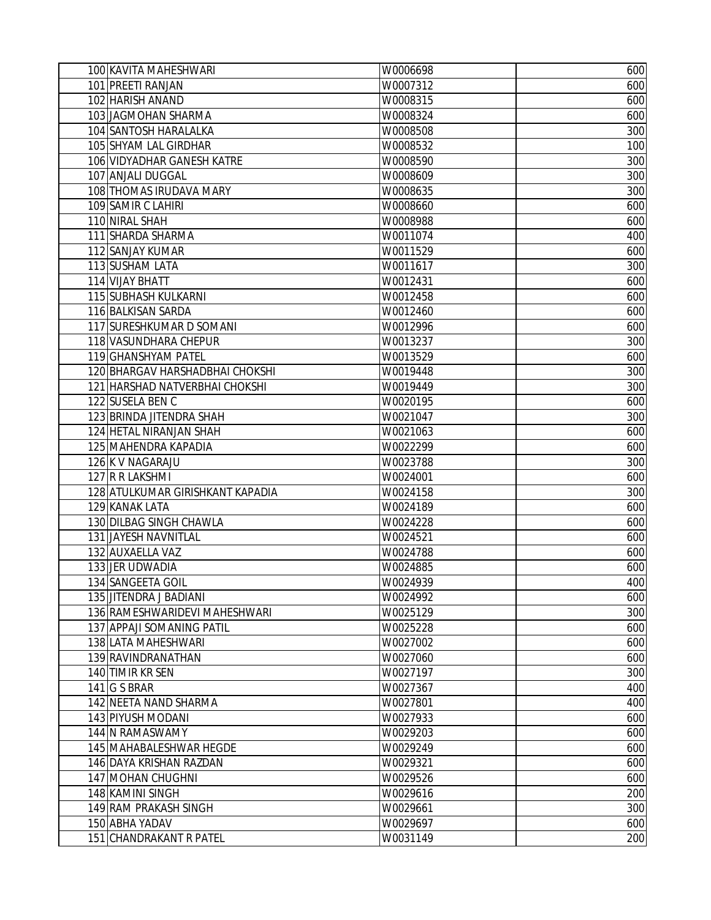| | | | |
|---|---|---|---|
| 100 | KAVITA MAHESHWARI | W0006698 | 600 |
| 101 | PREETI RANJAN | W0007312 | 600 |
| 102 | HARISH ANAND | W0008315 | 600 |
| 103 | JAGMOHAN SHARMA | W0008324 | 600 |
| 104 | SANTOSH HARALALKA | W0008508 | 300 |
| 105 | SHYAM LAL GIRDHAR | W0008532 | 100 |
| 106 | VIDYADHAR GANESH KATRE | W0008590 | 300 |
| 107 | ANJALI DUGGAL | W0008609 | 300 |
| 108 | THOMAS IRUDAVA MARY | W0008635 | 300 |
| 109 | SAMIR C LAHIRI | W0008660 | 600 |
| 110 | NIRAL SHAH | W0008988 | 600 |
| 111 | SHARDA SHARMA | W0011074 | 400 |
| 112 | SANJAY KUMAR | W0011529 | 600 |
| 113 | SUSHAM LATA | W0011617 | 300 |
| 114 | VIJAY BHATT | W0012431 | 600 |
| 115 | SUBHASH KULKARNI | W0012458 | 600 |
| 116 | BALKISAN SARDA | W0012460 | 600 |
| 117 | SURESHKUMAR D SOMANI | W0012996 | 600 |
| 118 | VASUNDHARA CHEPUR | W0013237 | 300 |
| 119 | GHANSHYAM PATEL | W0013529 | 600 |
| 120 | BHARGAV HARSHADBHAI CHOKSHI | W0019448 | 300 |
| 121 | HARSHAD NATVERBHAI CHOKSHI | W0019449 | 300 |
| 122 | SUSELA BEN C | W0020195 | 600 |
| 123 | BRINDA JITENDRA SHAH | W0021047 | 300 |
| 124 | HETAL NIRANJAN SHAH | W0021063 | 600 |
| 125 | MAHENDRA KAPADIA | W0022299 | 600 |
| 126 | K V NAGARAJU | W0023788 | 300 |
| 127 | R R LAKSHMI | W0024001 | 600 |
| 128 | ATULKUMAR GIRISHKANT KAPADIA | W0024158 | 300 |
| 129 | KANAK LATA | W0024189 | 600 |
| 130 | DILBAG SINGH CHAWLA | W0024228 | 600 |
| 131 | JAYESH NAVNITLAL | W0024521 | 600 |
| 132 | AUXAELLA VAZ | W0024788 | 600 |
| 133 | JER UDWADIA | W0024885 | 600 |
| 134 | SANGEETA GOIL | W0024939 | 400 |
| 135 | JITENDRA J BADIANI | W0024992 | 600 |
| 136 | RAMESHWARIDEVI MAHESHWARI | W0025129 | 300 |
| 137 | APPAJI SOMANING PATIL | W0025228 | 600 |
| 138 | LATA MAHESHWARI | W0027002 | 600 |
| 139 | RAVINDRANATHAN | W0027060 | 600 |
| 140 | TIMIR KR SEN | W0027197 | 300 |
| 141 | G S BRAR | W0027367 | 400 |
| 142 | NEETA NAND SHARMA | W0027801 | 400 |
| 143 | PIYUSH MODANI | W0027933 | 600 |
| 144 | N RAMASWAMY | W0029203 | 600 |
| 145 | MAHABALESHWAR HEGDE | W0029249 | 600 |
| 146 | DAYA KRISHAN RAZDAN | W0029321 | 600 |
| 147 | MOHAN CHUGHNI | W0029526 | 600 |
| 148 | KAMINI SINGH | W0029616 | 200 |
| 149 | RAM PRAKASH SINGH | W0029661 | 300 |
| 150 | ABHA YADAV | W0029697 | 600 |
| 151 | CHANDRAKANT R PATEL | W0031149 | 200 |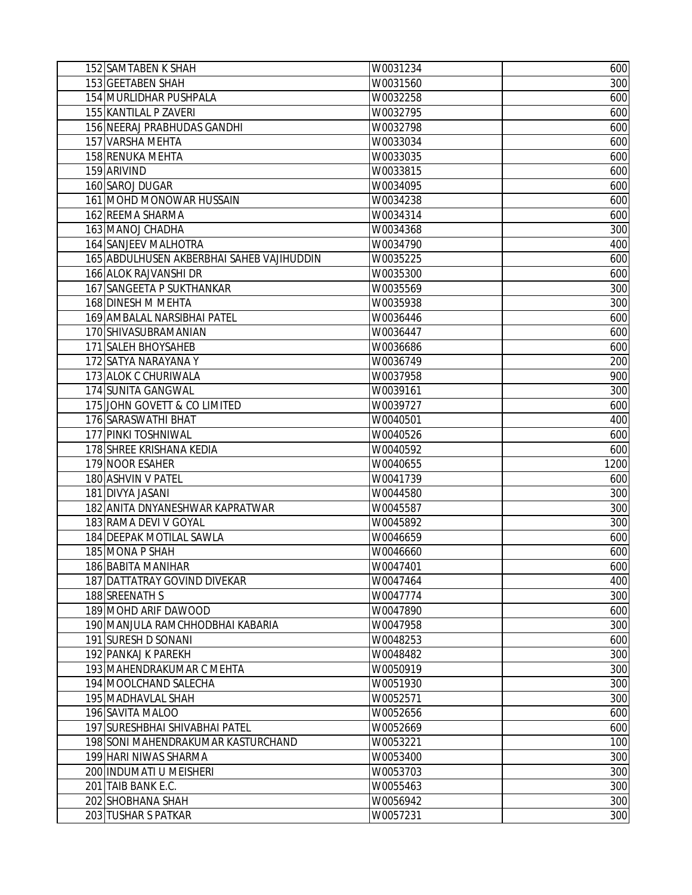| | | | |
|---|---|---|---|
| 152 | SAMTABEN K SHAH | W0031234 | 600 |
| 153 | GEETABEN SHAH | W0031560 | 300 |
| 154 | MURLIDHAR PUSHPALA | W0032258 | 600 |
| 155 | KANTILAL P ZAVERI | W0032795 | 600 |
| 156 | NEERAJ PRABHUDAS GANDHI | W0032798 | 600 |
| 157 | VARSHA MEHTA | W0033034 | 600 |
| 158 | RENUKA MEHTA | W0033035 | 600 |
| 159 | ARIVIND | W0033815 | 600 |
| 160 | SAROJ DUGAR | W0034095 | 600 |
| 161 | MOHD MONOWAR HUSSAIN | W0034238 | 600 |
| 162 | REEMA SHARMA | W0034314 | 600 |
| 163 | MANOJ CHADHA | W0034368 | 300 |
| 164 | SANJEEV MALHOTRA | W0034790 | 400 |
| 165 | ABDULHUSEN AKBERBHAI SAHEB VAJIHUDDIN | W0035225 | 600 |
| 166 | ALOK RAJVANSHI DR | W0035300 | 600 |
| 167 | SANGEETA P SUKTHANKAR | W0035569 | 300 |
| 168 | DINESH M MEHTA | W0035938 | 300 |
| 169 | AMBALAL NARSIBHAI PATEL | W0036446 | 600 |
| 170 | SHIVASUBRAMANIAN | W0036447 | 600 |
| 171 | SALEH BHOYSAHEB | W0036686 | 600 |
| 172 | SATYA NARAYANA Y | W0036749 | 200 |
| 173 | ALOK C CHURIWALA | W0037958 | 900 |
| 174 | SUNITA GANGWAL | W0039161 | 300 |
| 175 | JOHN GOVETT & CO LIMITED | W0039727 | 600 |
| 176 | SARASWATHI BHAT | W0040501 | 400 |
| 177 | PINKI TOSHNIWAL | W0040526 | 600 |
| 178 | SHREE KRISHANA KEDIA | W0040592 | 600 |
| 179 | NOOR ESAHER | W0040655 | 1200 |
| 180 | ASHVIN V PATEL | W0041739 | 600 |
| 181 | DIVYA JASANI | W0044580 | 300 |
| 182 | ANITA DNYANESHWAR KAPRATWAR | W0045587 | 300 |
| 183 | RAMA DEVI V GOYAL | W0045892 | 300 |
| 184 | DEEPAK MOTILAL SAWLA | W0046659 | 600 |
| 185 | MONA P SHAH | W0046660 | 600 |
| 186 | BABITA MANIHAR | W0047401 | 600 |
| 187 | DATTATRAY GOVIND DIVEKAR | W0047464 | 400 |
| 188 | SREENATH S | W0047774 | 300 |
| 189 | MOHD ARIF DAWOOD | W0047890 | 600 |
| 190 | MANJULA RAMCHHODBHAI KABARIA | W0047958 | 300 |
| 191 | SURESH D SONANI | W0048253 | 600 |
| 192 | PANKAJ K PAREKH | W0048482 | 300 |
| 193 | MAHENDRAKUMAR C MEHTA | W0050919 | 300 |
| 194 | MOOLCHAND SALECHA | W0051930 | 300 |
| 195 | MADHAVLAL SHAH | W0052571 | 300 |
| 196 | SAVITA MALOO | W0052656 | 600 |
| 197 | SURESHBHAI SHIVABHAI PATEL | W0052669 | 600 |
| 198 | SONI MAHENDRAKUMAR KASTURCHAND | W0053221 | 100 |
| 199 | HARI NIWAS SHARMA | W0053400 | 300 |
| 200 | INDUMATI U MEISHERI | W0053703 | 300 |
| 201 | TAIB BANK E.C. | W0055463 | 300 |
| 202 | SHOBHANA SHAH | W0056942 | 300 |
| 203 | TUSHAR S PATKAR | W0057231 | 300 |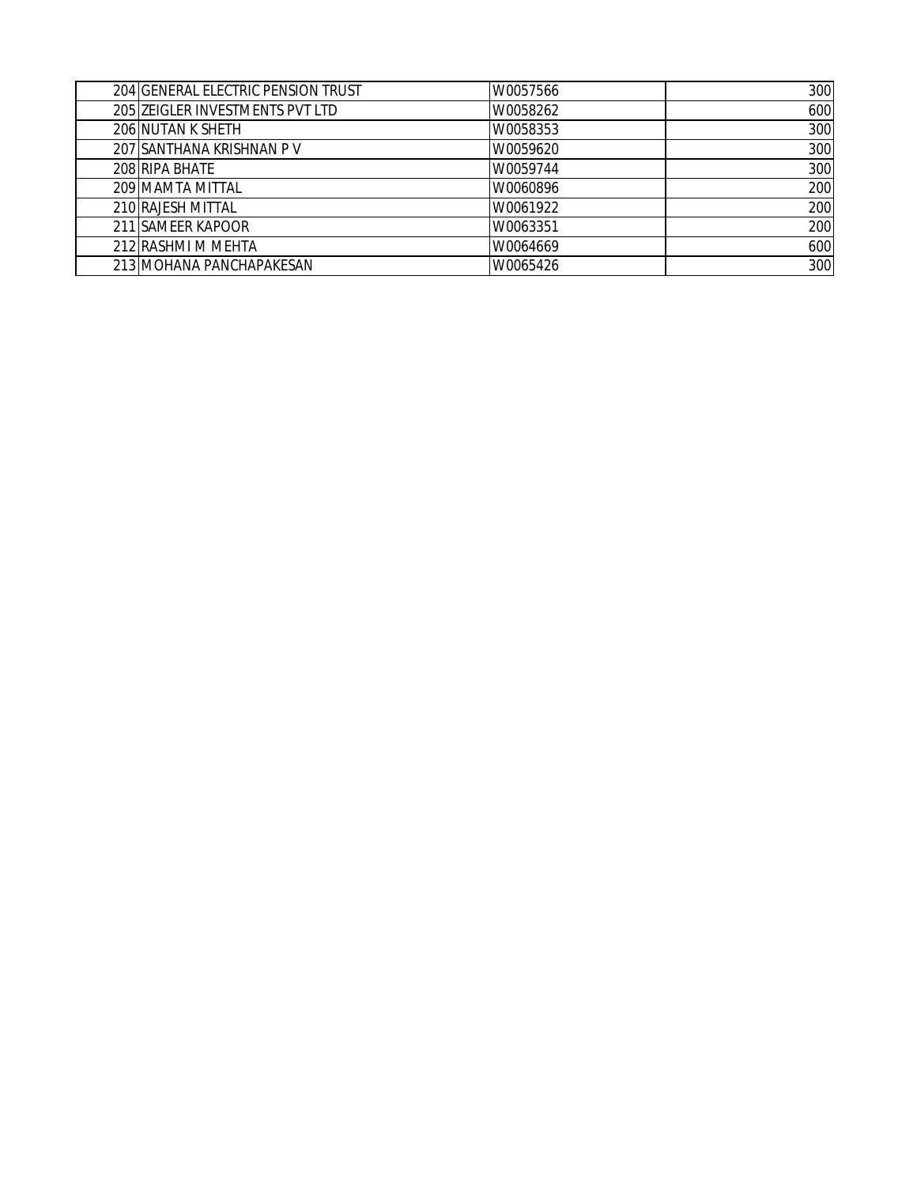| | | | |
|---|---|---|---|
| 204 | GENERAL ELECTRIC PENSION TRUST | W0057566 | 300 |
| 205 | ZEIGLER INVESTMENTS PVT LTD | W0058262 | 600 |
| 206 | NUTAN K SHETH | W0058353 | 300 |
| 207 | SANTHANA KRISHNAN P V | W0059620 | 300 |
| 208 | RIPA BHATE | W0059744 | 300 |
| 209 | MAMTA MITTAL | W0060896 | 200 |
| 210 | RAJESH MITTAL | W0061922 | 200 |
| 211 | SAMEER KAPOOR | W0063351 | 200 |
| 212 | RASHMI M MEHTA | W0064669 | 600 |
| 213 | MOHANA PANCHAPAKESAN | W0065426 | 300 |